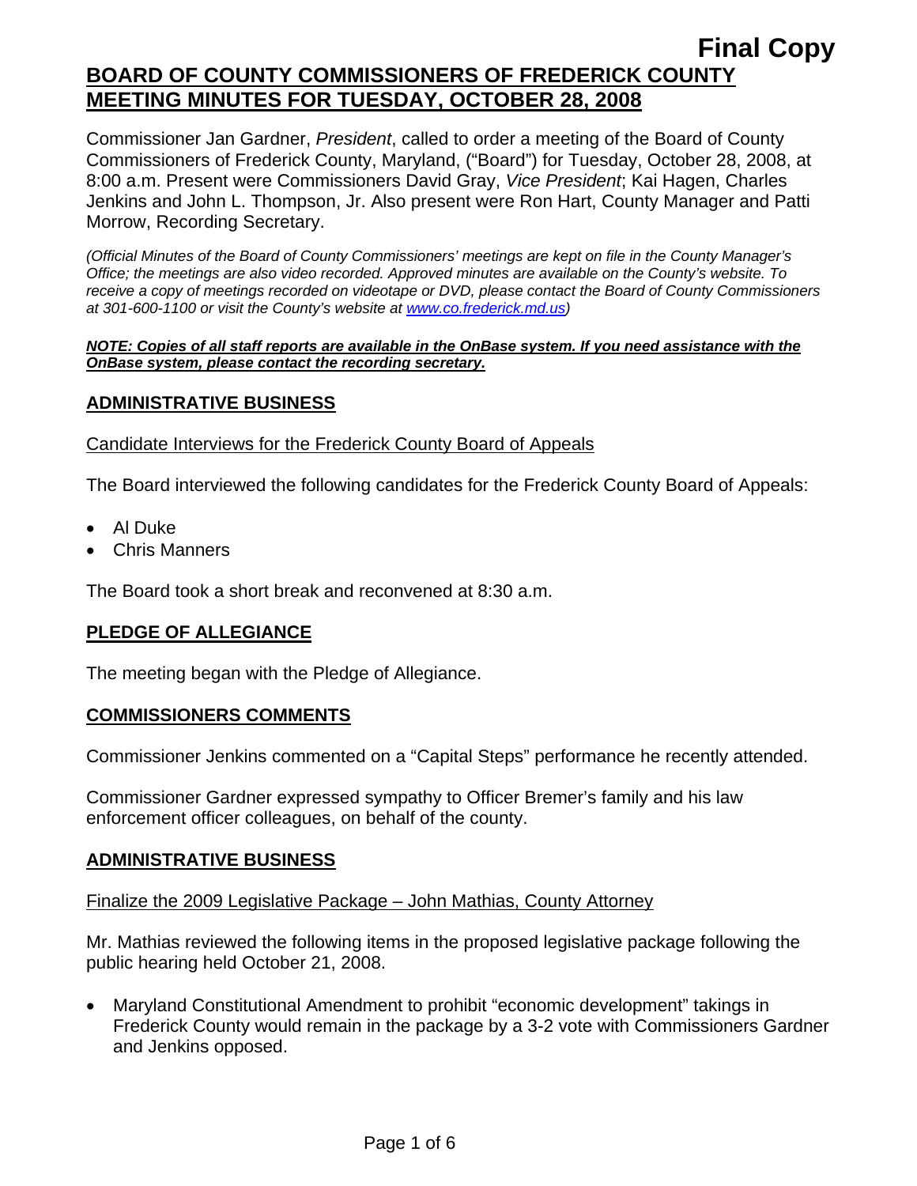**Final Copy**

# BOARD OF COUNTY COMMISSIONERS OF FREDERICK COUNTY MEETING MINUTES FOR TUESDAY, OCTOBER 28, 2008

Commissioner Jan Gardner, *President*, called to order a meeting of the Board of County Commissioners of Frederick County, Maryland, ("Board") for Tuesday, October 28, 2008, at 8:00 a.m. Present were Commissioners David Gray, *Vice President*; Kai Hagen, Charles Jenkins and John L. Thompson, Jr. Also present were Ron Hart, County Manager and Patti Morrow, Recording Secretary.

*(Official Minutes of the Board of County Commissioners' meetings are kept on file in the County Manager's Office; the meetings are also video recorded. Approved minutes are available on the County's website. To receive a copy of meetings recorded on videotape or DVD, please contact the Board of County Commissioners at 301-600-1100 or visit the County's website at www.co.frederick.md.us)*

***NOTE: Copies of all staff reports are available in the OnBase system. If you need assistance with the OnBase system, please contact the recording secretary.***

## ADMINISTRATIVE BUSINESS

Candidate Interviews for the Frederick County Board of Appeals

The Board interviewed the following candidates for the Frederick County Board of Appeals:

- Al Duke
- Chris Manners

The Board took a short break and reconvened at 8:30 a.m.

## PLEDGE OF ALLEGIANCE

The meeting began with the Pledge of Allegiance.

## COMMISSIONERS COMMENTS

Commissioner Jenkins commented on a "Capital Steps" performance he recently attended.

Commissioner Gardner expressed sympathy to Officer Bremer's family and his law enforcement officer colleagues, on behalf of the county.

## ADMINISTRATIVE BUSINESS

Finalize the 2009 Legislative Package – John Mathias, County Attorney

Mr. Mathias reviewed the following items in the proposed legislative package following the public hearing held October 21, 2008.

- Maryland Constitutional Amendment to prohibit "economic development" takings in Frederick County would remain in the package by a 3-2 vote with Commissioners Gardner and Jenkins opposed.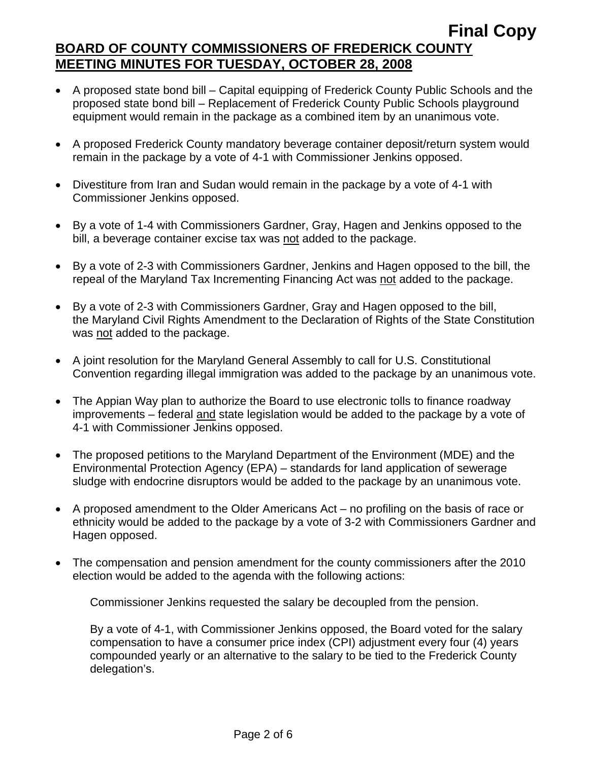**Final Copy**

## BOARD OF COUNTY COMMISSIONERS OF FREDERICK COUNTY MEETING MINUTES FOR TUESDAY, OCTOBER 28, 2008

- A proposed state bond bill – Capital equipping of Frederick County Public Schools and the proposed state bond bill – Replacement of Frederick County Public Schools playground equipment would remain in the package as a combined item by an unanimous vote.
- A proposed Frederick County mandatory beverage container deposit/return system would remain in the package by a vote of 4-1 with Commissioner Jenkins opposed.
- Divestiture from Iran and Sudan would remain in the package by a vote of 4-1 with Commissioner Jenkins opposed.
- By a vote of 1-4 with Commissioners Gardner, Gray, Hagen and Jenkins opposed to the bill, a beverage container excise tax was not added to the package.
- By a vote of 2-3 with Commissioners Gardner, Jenkins and Hagen opposed to the bill, the repeal of the Maryland Tax Incrementing Financing Act was not added to the package.
- By a vote of 2-3 with Commissioners Gardner, Gray and Hagen opposed to the bill, the Maryland Civil Rights Amendment to the Declaration of Rights of the State Constitution was not added to the package.
- A joint resolution for the Maryland General Assembly to call for U.S. Constitutional Convention regarding illegal immigration was added to the package by an unanimous vote.
- The Appian Way plan to authorize the Board to use electronic tolls to finance roadway improvements – federal and state legislation would be added to the package by a vote of 4-1 with Commissioner Jenkins opposed.
- The proposed petitions to the Maryland Department of the Environment (MDE) and the Environmental Protection Agency (EPA) – standards for land application of sewerage sludge with endocrine disruptors would be added to the package by an unanimous vote.
- A proposed amendment to the Older Americans Act – no profiling on the basis of race or ethnicity would be added to the package by a vote of 3-2 with Commissioners Gardner and Hagen opposed.
- The compensation and pension amendment for the county commissioners after the 2010 election would be added to the agenda with the following actions:

  Commissioner Jenkins requested the salary be decoupled from the pension.

  By a vote of 4-1, with Commissioner Jenkins opposed, the Board voted for the salary compensation to have a consumer price index (CPI) adjustment every four (4) years compounded yearly or an alternative to the salary to be tied to the Frederick County delegation's.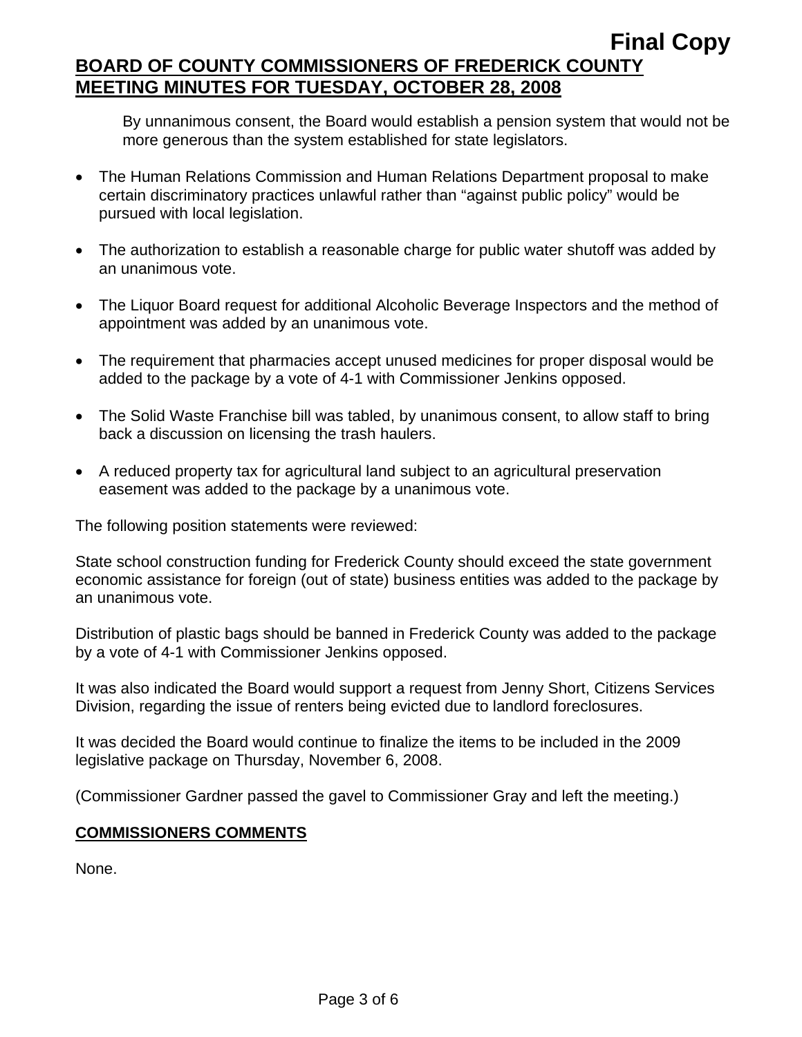By unnanimous consent, the Board would establish a pension system that would not be more generous than the system established for state legislators.

- The Human Relations Commission and Human Relations Department proposal to make certain discriminatory practices unlawful rather than "against public policy" would be pursued with local legislation.

- The authorization to establish a reasonable charge for public water shutoff was added by an unanimous vote.

- The Liquor Board request for additional Alcoholic Beverage Inspectors and the method of appointment was added by an unanimous vote.

- The requirement that pharmacies accept unused medicines for proper disposal would be added to the package by a vote of 4-1 with Commissioner Jenkins opposed.

- The Solid Waste Franchise bill was tabled, by unanimous consent, to allow staff to bring back a discussion on licensing the trash haulers.

- A reduced property tax for agricultural land subject to an agricultural preservation easement was added to the package by a unanimous vote.

The following position statements were reviewed:

State school construction funding for Frederick County should exceed the state government economic assistance for foreign (out of state) business entities was added to the package by an unanimous vote.

Distribution of plastic bags should be banned in Frederick County was added to the package by a vote of 4-1 with Commissioner Jenkins opposed.

It was also indicated the Board would support a request from Jenny Short, Citizens Services Division, regarding the issue of renters being evicted due to landlord foreclosures.

It was decided the Board would continue to finalize the items to be included in the 2009 legislative package on Thursday, November 6, 2008.

(Commissioner Gardner passed the gavel to Commissioner Gray and left the meeting.)

## COMMISSIONERS COMMENTS

None.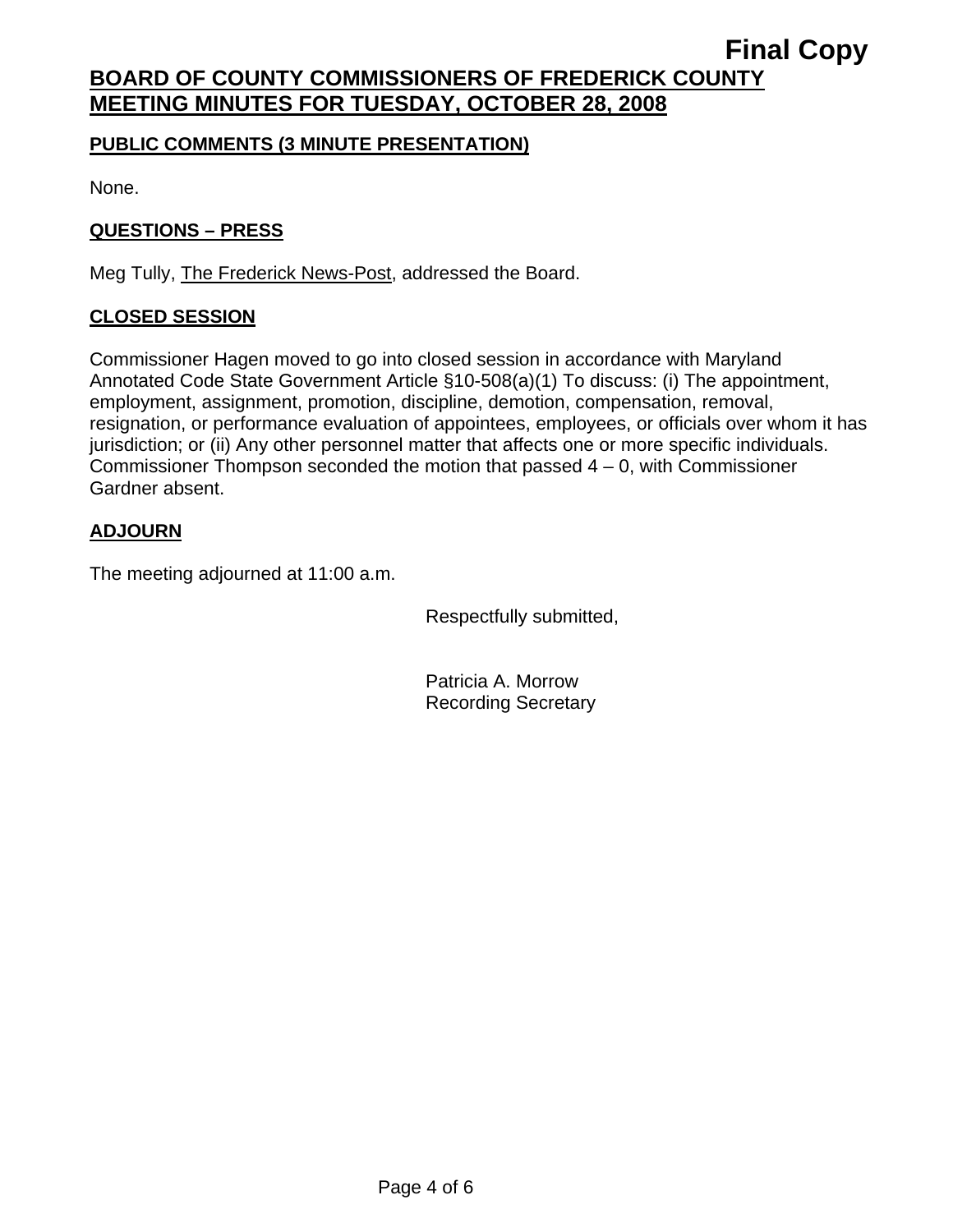**Final Copy**

# BOARD OF COUNTY COMMISSIONERS OF FREDERICK COUNTY
# MEETING MINUTES FOR TUESDAY, OCTOBER 28, 2008

## PUBLIC COMMENTS (3 MINUTE PRESENTATION)

None.

## QUESTIONS – PRESS

Meg Tully, The Frederick News-Post, addressed the Board.

## CLOSED SESSION

Commissioner Hagen moved to go into closed session in accordance with Maryland Annotated Code State Government Article §10-508(a)(1) To discuss: (i) The appointment, employment, assignment, promotion, discipline, demotion, compensation, removal, resignation, or performance evaluation of appointees, employees, or officials over whom it has jurisdiction; or (ii) Any other personnel matter that affects one or more specific individuals. Commissioner Thompson seconded the motion that passed 4 – 0, with Commissioner Gardner absent.

## ADJOURN

The meeting adjourned at 11:00 a.m.

Respectfully submitted,

Patricia A. Morrow
Recording Secretary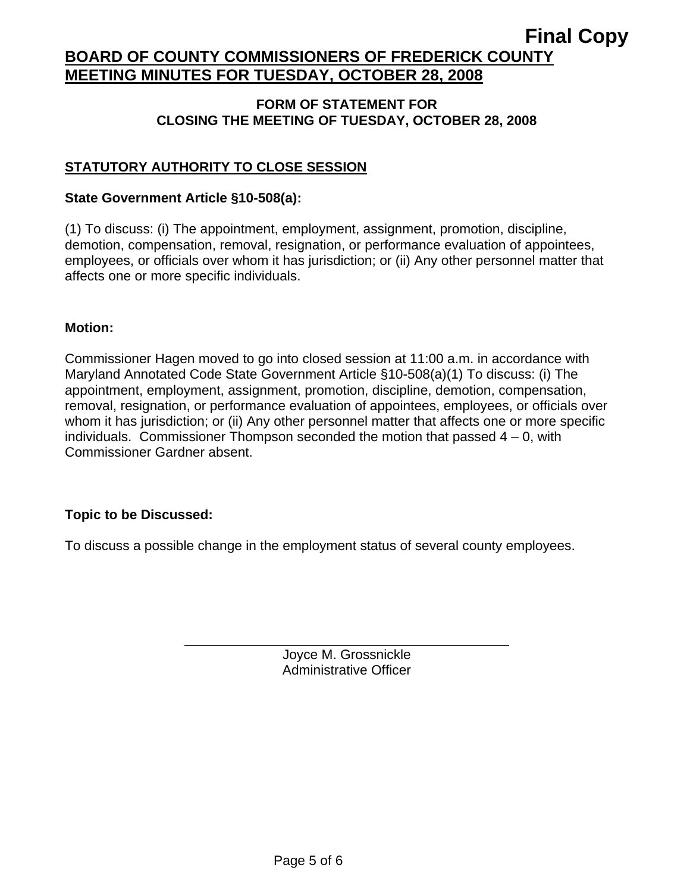**Final Copy**

# BOARD OF COUNTY COMMISSIONERS OF FREDERICK COUNTY MEETING MINUTES FOR TUESDAY, OCTOBER 28, 2008

**FORM OF STATEMENT FOR CLOSING THE MEETING OF TUESDAY, OCTOBER 28, 2008**

## STATUTORY AUTHORITY TO CLOSE SESSION

**State Government Article §10-508(a):**

(1) To discuss: (i) The appointment, employment, assignment, promotion, discipline, demotion, compensation, removal, resignation, or performance evaluation of appointees, employees, or officials over whom it has jurisdiction; or (ii) Any other personnel matter that affects one or more specific individuals.

**Motion:**

Commissioner Hagen moved to go into closed session at 11:00 a.m. in accordance with Maryland Annotated Code State Government Article §10-508(a)(1) To discuss: (i) The appointment, employment, assignment, promotion, discipline, demotion, compensation, removal, resignation, or performance evaluation of appointees, employees, or officials over whom it has jurisdiction; or (ii) Any other personnel matter that affects one or more specific individuals. Commissioner Thompson seconded the motion that passed 4 – 0, with Commissioner Gardner absent.

**Topic to be Discussed:**

To discuss a possible change in the employment status of several county employees.

Joyce M. Grossnickle
Administrative Officer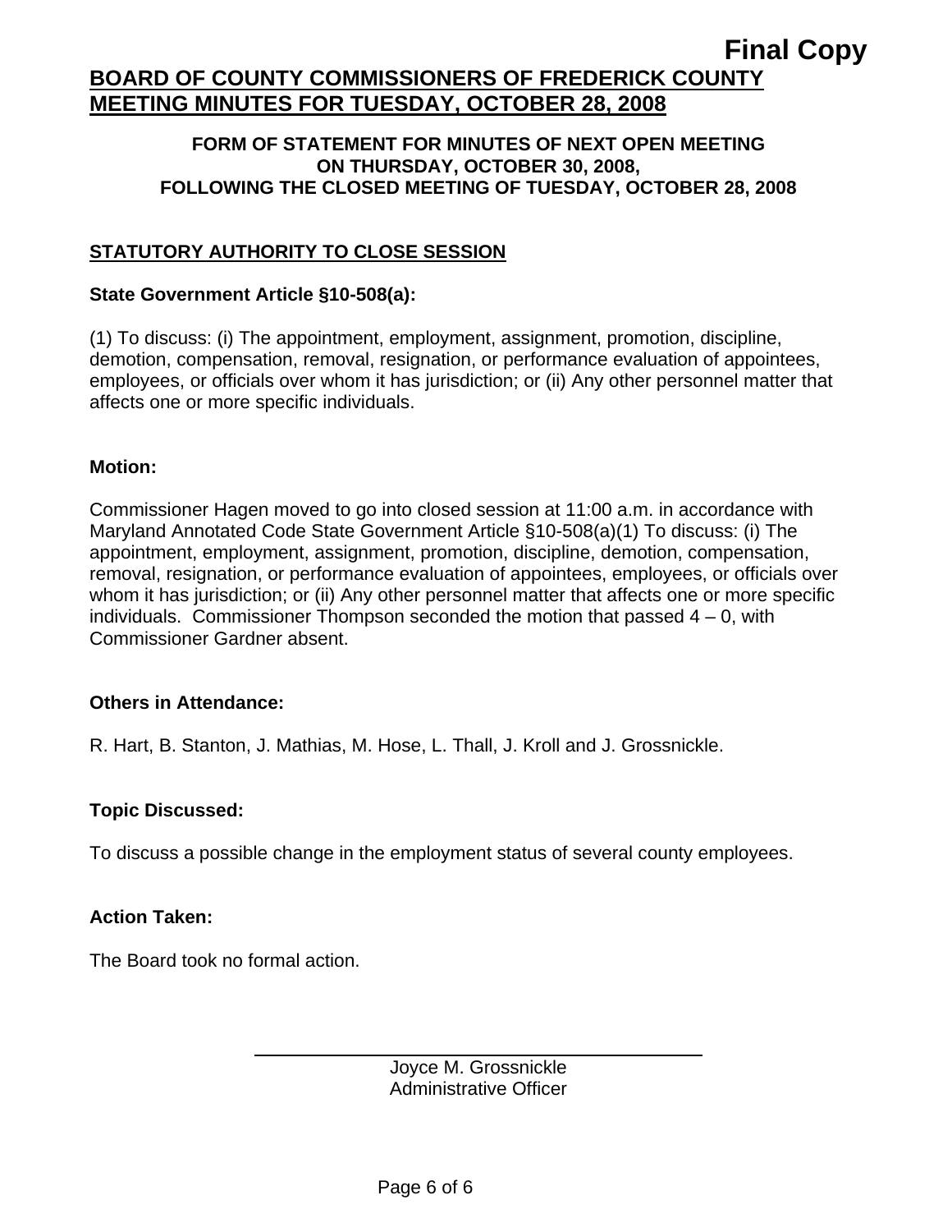**Final Copy**

# BOARD OF COUNTY COMMISSIONERS OF FREDERICK COUNTY MEETING MINUTES FOR TUESDAY, OCTOBER 28, 2008

### FORM OF STATEMENT FOR MINUTES OF NEXT OPEN MEETING ON THURSDAY, OCTOBER 30, 2008, FOLLOWING THE CLOSED MEETING OF TUESDAY, OCTOBER 28, 2008

## STATUTORY AUTHORITY TO CLOSE SESSION

**State Government Article §10-508(a):**

(1) To discuss: (i) The appointment, employment, assignment, promotion, discipline, demotion, compensation, removal, resignation, or performance evaluation of appointees, employees, or officials over whom it has jurisdiction; or (ii) Any other personnel matter that affects one or more specific individuals.

**Motion:**

Commissioner Hagen moved to go into closed session at 11:00 a.m. in accordance with Maryland Annotated Code State Government Article §10-508(a)(1) To discuss: (i) The appointment, employment, assignment, promotion, discipline, demotion, compensation, removal, resignation, or performance evaluation of appointees, employees, or officials over whom it has jurisdiction; or (ii) Any other personnel matter that affects one or more specific individuals. Commissioner Thompson seconded the motion that passed 4 – 0, with Commissioner Gardner absent.

**Others in Attendance:**

R. Hart, B. Stanton, J. Mathias, M. Hose, L. Thall, J. Kroll and J. Grossnickle.

**Topic Discussed:**

To discuss a possible change in the employment status of several county employees.

**Action Taken:**

The Board took no formal action.

Joyce M. Grossnickle
Administrative Officer